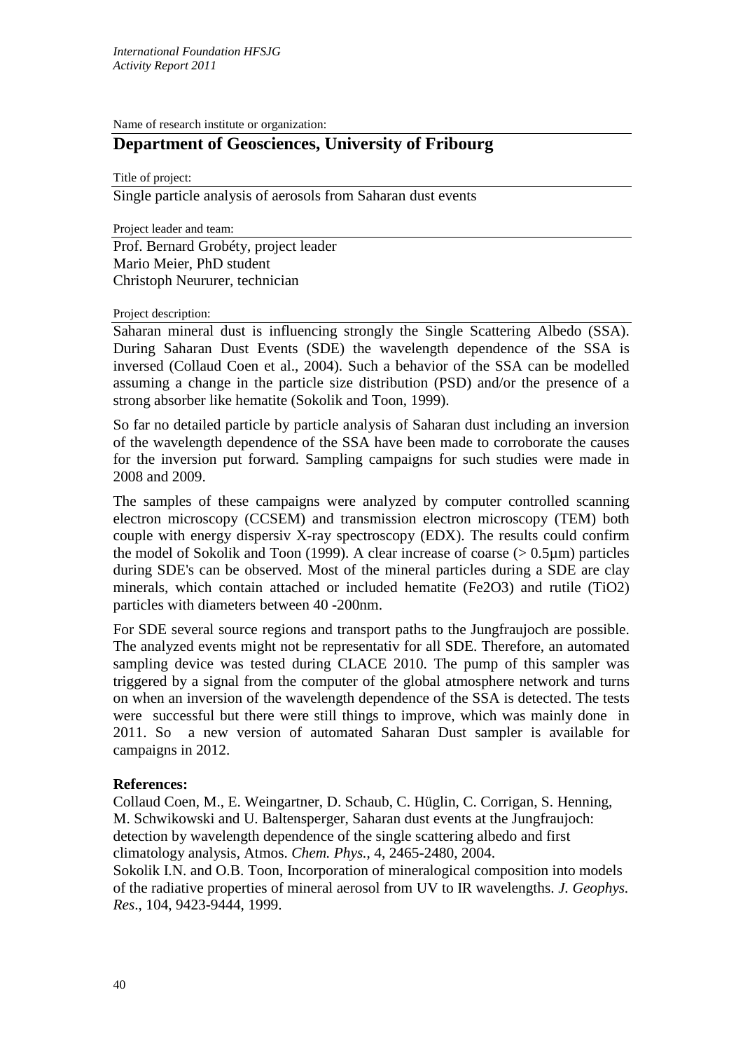*International Foundation HFSJG*
*Activity Report 2011*

Name of research institute or organization:

## Department of Geosciences, University of Fribourg

Title of project:

Single particle analysis of aerosols from Saharan dust events

Project leader and team:

Prof. Bernard Grobéty, project leader
Mario Meier, PhD student
Christoph Neururer, technician

Project description:

Saharan mineral dust is influencing strongly the Single Scattering Albedo (SSA). During Saharan Dust Events (SDE) the wavelength dependence of the SSA is inversed (Collaud Coen et al., 2004). Such a behavior of the SSA can be modelled assuming a change in the particle size distribution (PSD) and/or the presence of a strong absorber like hematite (Sokolik and Toon, 1999).

So far no detailed particle by particle analysis of Saharan dust including an inversion of the wavelength dependence of the SSA have been made to corroborate the causes for the inversion put forward. Sampling campaigns for such studies were made in 2008 and 2009.

The samples of these campaigns were analyzed by computer controlled scanning electron microscopy (CCSEM) and transmission electron microscopy (TEM) both couple with energy dispersiv X-ray spectroscopy (EDX). The results could confirm the model of Sokolik and Toon (1999). A clear increase of coarse (> 0.5µm) particles during SDE's can be observed. Most of the mineral particles during a SDE are clay minerals, which contain attached or included hematite ($Fe_2O_3$) and rutile ($TiO_2$) particles with diameters between 40 -200nm.

For SDE several source regions and transport paths to the Jungfraujoch are possible. The analyzed events might not be representativ for all SDE. Therefore, an automated sampling device was tested during CLACE 2010. The pump of this sampler was triggered by a signal from the computer of the global atmosphere network and turns on when an inversion of the wavelength dependence of the SSA is detected. The tests were successful but there were still things to improve, which was mainly done in 2011. So a new version of automated Saharan Dust sampler is available for campaigns in 2012.

### References:

Collaud Coen, M., E. Weingartner, D. Schaub, C. Hüglin, C. Corrigan, S. Henning, M. Schwikowski and U. Baltensperger, Saharan dust events at the Jungfraujoch: detection by wavelength dependence of the single scattering albedo and first climatology analysis, Atmos. *Chem. Phys.*, 4, 2465-2480, 2004.

Sokolik I.N. and O.B. Toon, Incorporation of mineralogical composition into models of the radiative properties of mineral aerosol from UV to IR wavelengths. *J. Geophys. Res*., 104, 9423-9444, 1999.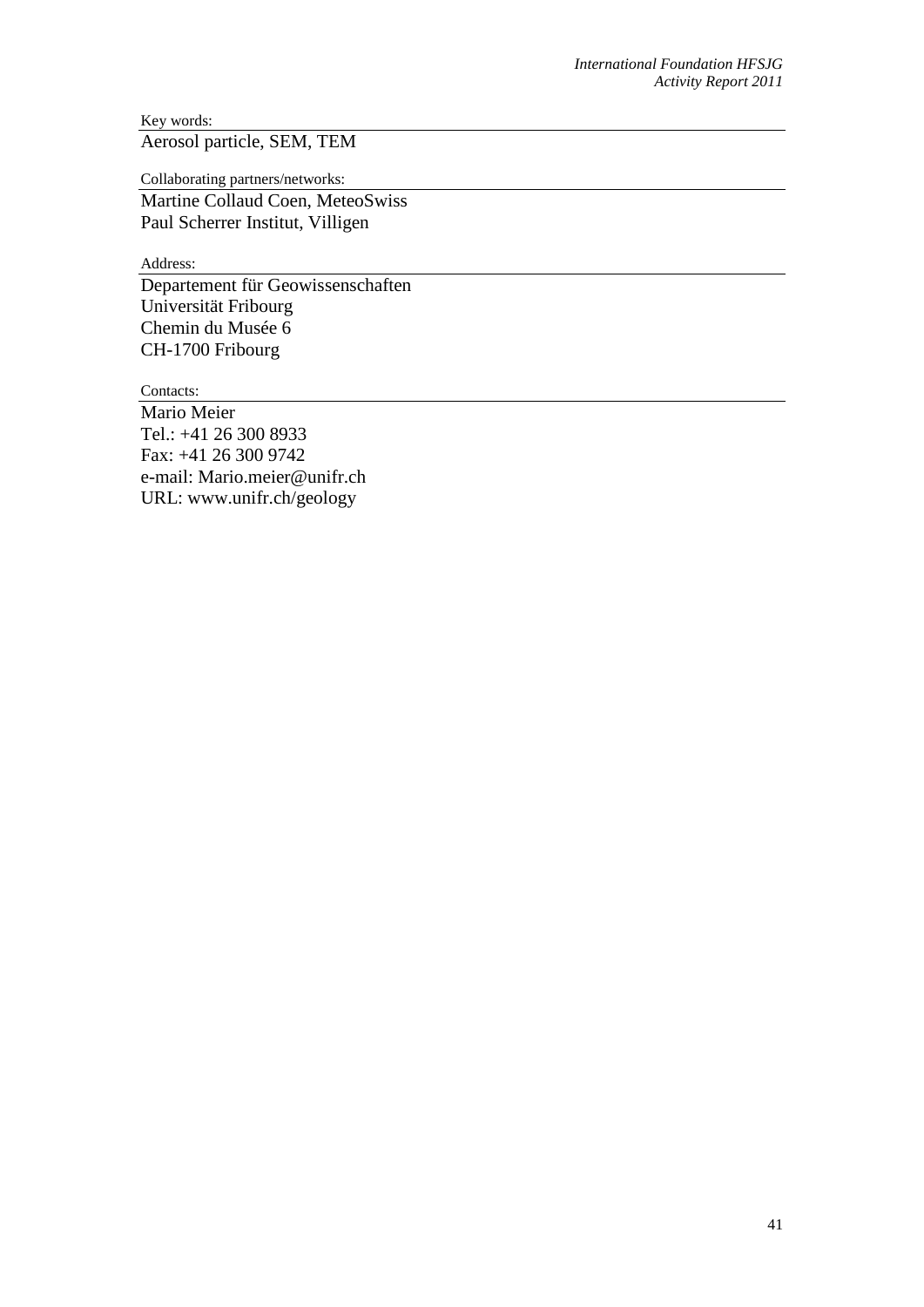Key words:

Aerosol particle, SEM, TEM

Collaborating partners/networks:

Martine Collaud Coen, MeteoSwiss
Paul Scherrer Institut, Villigen

Address:

Departement für Geowissenschaften
Universität Fribourg
Chemin du Musée 6
CH-1700 Fribourg

Contacts:

Mario Meier
Tel.: +41 26 300 8933
Fax: +41 26 300 9742
e-mail: Mario.meier@unifr.ch
URL: www.unifr.ch/geology